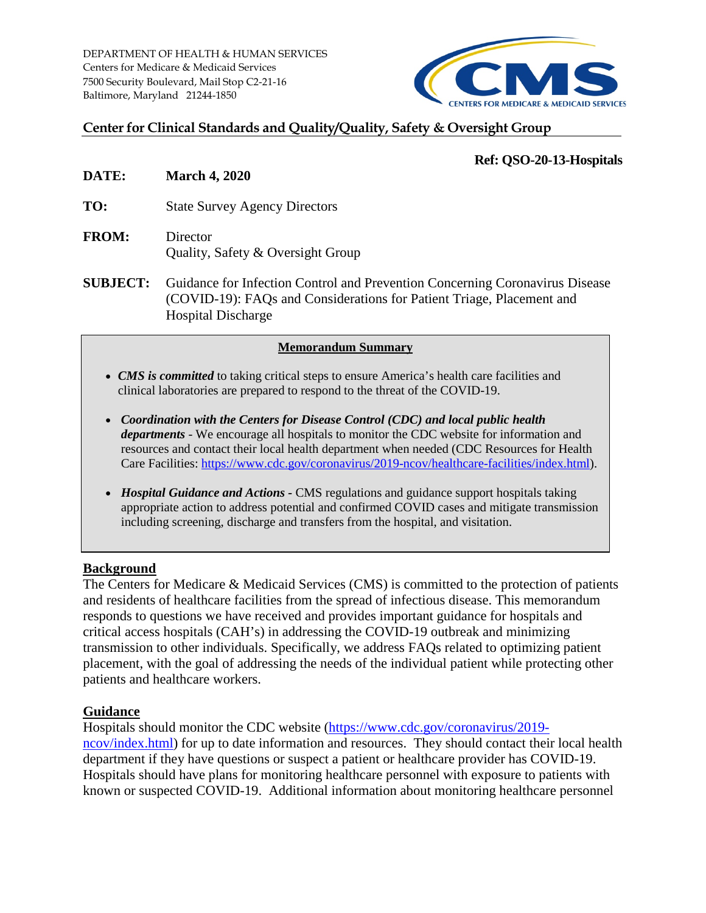DEPARTMENT OF HEALTH & HUMAN SERVICES
Centers for Medicare & Medicaid Services
7500 Security Boulevard, Mail Stop C2-21-16
Baltimore, Maryland 21244-1850

CMS
CENTERS FOR MEDICARE & MEDICAID SERVICES

**Center for Clinical Standards and Quality/Quality, Safety & Oversight Group**

**Ref: QSO-20-13-Hospitals**

**DATE:** **March 4, 2020**

**TO:** State Survey Agency Directors

**FROM:** Director
Quality, Safety & Oversight Group

**SUBJECT:** Guidance for Infection Control and Prevention Concerning Coronavirus Disease (COVID-19): FAQs and Considerations for Patient Triage, Placement and Hospital Discharge

**Memorandum Summary**

- ***CMS is committed*** to taking critical steps to ensure America's health care facilities and clinical laboratories are prepared to respond to the threat of the COVID-19.
- ***Coordination with the Centers for Disease Control (CDC) and local public health departments*** - We encourage all hospitals to monitor the CDC website for information and resources and contact their local health department when needed (CDC Resources for Health Care Facilities: https://www.cdc.gov/coronavirus/2019-ncov/healthcare-facilities/index.html).
- ***Hospital Guidance and Actions*** - CMS regulations and guidance support hospitals taking appropriate action to address potential and confirmed COVID cases and mitigate transmission including screening, discharge and transfers from the hospital, and visitation.

## Background

The Centers for Medicare & Medicaid Services (CMS) is committed to the protection of patients and residents of healthcare facilities from the spread of infectious disease. This memorandum responds to questions we have received and provides important guidance for hospitals and critical access hospitals (CAH's) in addressing the COVID-19 outbreak and minimizing transmission to other individuals. Specifically, we address FAQs related to optimizing patient placement, with the goal of addressing the needs of the individual patient while protecting other patients and healthcare workers.

## Guidance

Hospitals should monitor the CDC website (https://www.cdc.gov/coronavirus/2019-ncov/index.html) for up to date information and resources. They should contact their local health department if they have questions or suspect a patient or healthcare provider has COVID-19. Hospitals should have plans for monitoring healthcare personnel with exposure to patients with known or suspected COVID-19. Additional information about monitoring healthcare personnel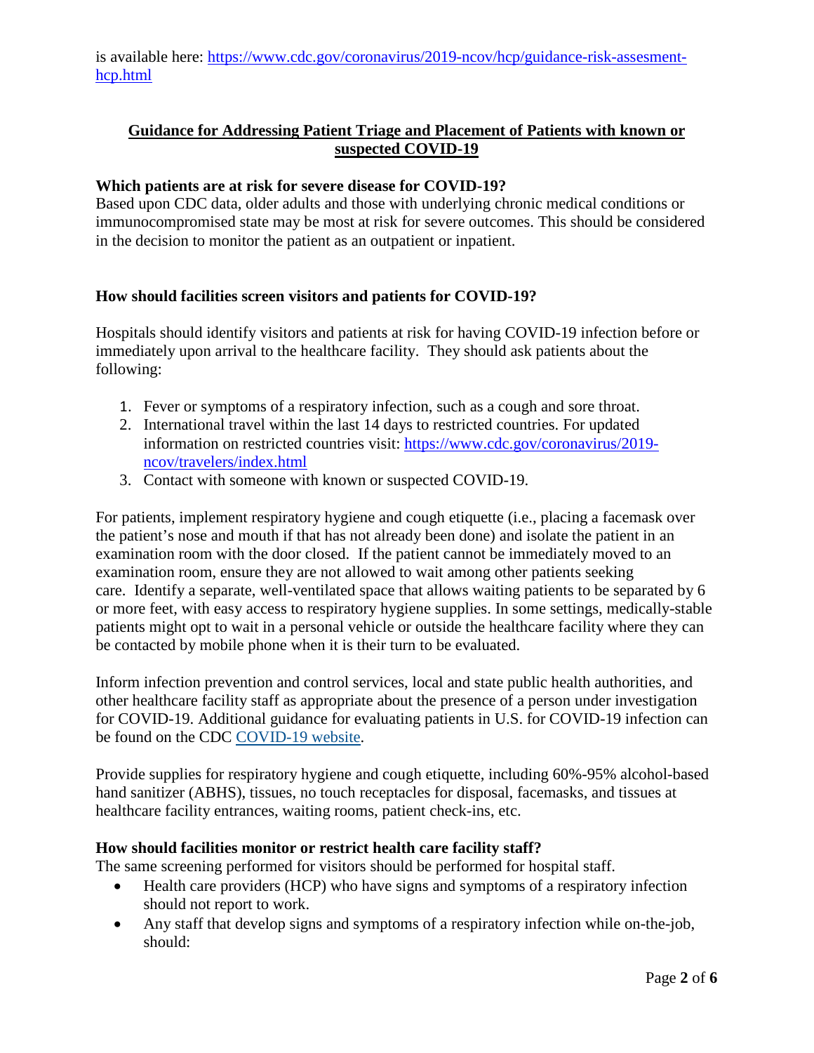is available here: [https://www.cdc.gov/coronavirus/2019-ncov/hcp/guidance-risk-assesment-hcp.html](https://www.cdc.gov/coronavirus/2019-ncov/hcp/guidance-risk-assesment-hcp.html)

## Guidance for Addressing Patient Triage and Placement of Patients with known or suspected COVID-19

### Which patients are at risk for severe disease for COVID-19?

Based upon CDC data, older adults and those with underlying chronic medical conditions or immunocompromised state may be most at risk for severe outcomes. This should be considered in the decision to monitor the patient as an outpatient or inpatient.

### How should facilities screen visitors and patients for COVID-19?

Hospitals should identify visitors and patients at risk for having COVID-19 infection before or immediately upon arrival to the healthcare facility. They should ask patients about the following:

1. Fever or symptoms of a respiratory infection, such as a cough and sore throat.
2. International travel within the last 14 days to restricted countries. For updated information on restricted countries visit: [https://www.cdc.gov/coronavirus/2019-ncov/travelers/index.html](https://www.cdc.gov/coronavirus/2019-ncov/travelers/index.html)
3. Contact with someone with known or suspected COVID-19.

For patients, implement respiratory hygiene and cough etiquette (i.e., placing a facemask over the patient's nose and mouth if that has not already been done) and isolate the patient in an examination room with the door closed. If the patient cannot be immediately moved to an examination room, ensure they are not allowed to wait among other patients seeking care. Identify a separate, well-ventilated space that allows waiting patients to be separated by 6 or more feet, with easy access to respiratory hygiene supplies. In some settings, medically-stable patients might opt to wait in a personal vehicle or outside the healthcare facility where they can be contacted by mobile phone when it is their turn to be evaluated.

Inform infection prevention and control services, local and state public health authorities, and other healthcare facility staff as appropriate about the presence of a person under investigation for COVID-19. Additional guidance for evaluating patients in U.S. for COVID-19 infection can be found on the CDC [COVID-19 website](COVID-19 website).

Provide supplies for respiratory hygiene and cough etiquette, including 60%-95% alcohol-based hand sanitizer (ABHS), tissues, no touch receptacles for disposal, facemasks, and tissues at healthcare facility entrances, waiting rooms, patient check-ins, etc.

### How should facilities monitor or restrict health care facility staff?

The same screening performed for visitors should be performed for hospital staff.

- Health care providers (HCP) who have signs and symptoms of a respiratory infection should not report to work.
- Any staff that develop signs and symptoms of a respiratory infection while on-the-job, should: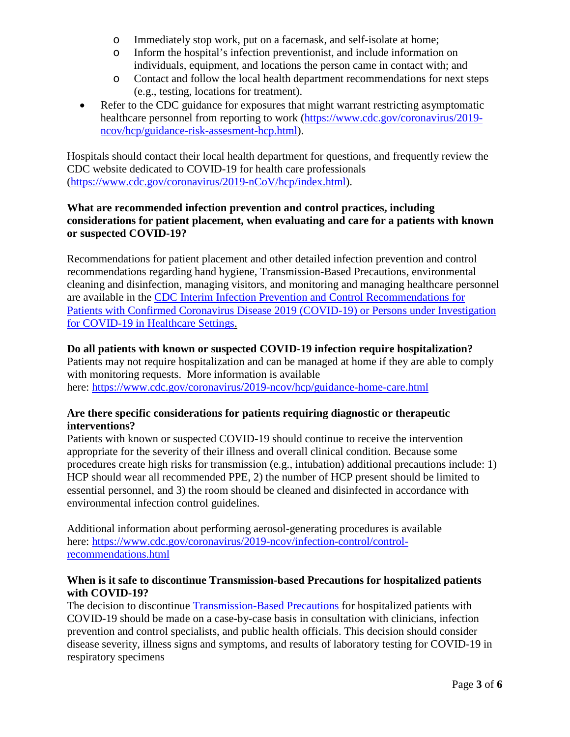- Immediately stop work, put on a facemask, and self-isolate at home;
  - Inform the hospital's infection preventionist, and include information on individuals, equipment, and locations the person came in contact with; and
  - Contact and follow the local health department recommendations for next steps (e.g., testing, locations for treatment).
- Refer to the CDC guidance for exposures that might warrant restricting asymptomatic healthcare personnel from reporting to work (https://www.cdc.gov/coronavirus/2019-ncov/hcp/guidance-risk-assesment-hcp.html).

Hospitals should contact their local health department for questions, and frequently review the CDC website dedicated to COVID-19 for health care professionals (https://www.cdc.gov/coronavirus/2019-nCoV/hcp/index.html).

**What are recommended infection prevention and control practices, including considerations for patient placement, when evaluating and care for a patients with known or suspected COVID-19?**

Recommendations for patient placement and other detailed infection prevention and control recommendations regarding hand hygiene, Transmission-Based Precautions, environmental cleaning and disinfection, managing visitors, and monitoring and managing healthcare personnel are available in the CDC Interim Infection Prevention and Control Recommendations for Patients with Confirmed Coronavirus Disease 2019 (COVID-19) or Persons under Investigation for COVID-19 in Healthcare Settings.

**Do all patients with known or suspected COVID-19 infection require hospitalization?**

Patients may not require hospitalization and can be managed at home if they are able to comply with monitoring requests. More information is available here: https://www.cdc.gov/coronavirus/2019-ncov/hcp/guidance-home-care.html

**Are there specific considerations for patients requiring diagnostic or therapeutic interventions?**

Patients with known or suspected COVID-19 should continue to receive the intervention appropriate for the severity of their illness and overall clinical condition. Because some procedures create high risks for transmission (e.g., intubation) additional precautions include: 1) HCP should wear all recommended PPE, 2) the number of HCP present should be limited to essential personnel, and 3) the room should be cleaned and disinfected in accordance with environmental infection control guidelines.

Additional information about performing aerosol-generating procedures is available here: https://www.cdc.gov/coronavirus/2019-ncov/infection-control/control-recommendations.html

**When is it safe to discontinue Transmission-based Precautions for hospitalized patients with COVID-19?**

The decision to discontinue Transmission-Based Precautions for hospitalized patients with COVID-19 should be made on a case-by-case basis in consultation with clinicians, infection prevention and control specialists, and public health officials. This decision should consider disease severity, illness signs and symptoms, and results of laboratory testing for COVID-19 in respiratory specimens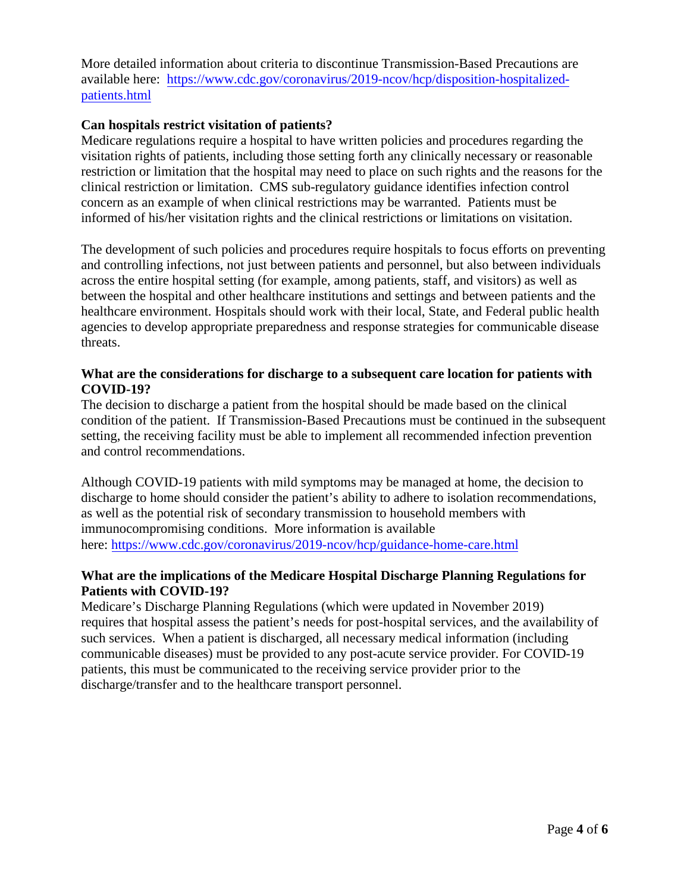More detailed information about criteria to discontinue Transmission-Based Precautions are available here: [https://www.cdc.gov/coronavirus/2019-ncov/hcp/disposition-hospitalized-patients.html](https://www.cdc.gov/coronavirus/2019-ncov/hcp/disposition-hospitalized-patients.html)

**Can hospitals restrict visitation of patients?**

Medicare regulations require a hospital to have written policies and procedures regarding the visitation rights of patients, including those setting forth any clinically necessary or reasonable restriction or limitation that the hospital may need to place on such rights and the reasons for the clinical restriction or limitation. CMS sub-regulatory guidance identifies infection control concern as an example of when clinical restrictions may be warranted. Patients must be informed of his/her visitation rights and the clinical restrictions or limitations on visitation.

The development of such policies and procedures require hospitals to focus efforts on preventing and controlling infections, not just between patients and personnel, but also between individuals across the entire hospital setting (for example, among patients, staff, and visitors) as well as between the hospital and other healthcare institutions and settings and between patients and the healthcare environment. Hospitals should work with their local, State, and Federal public health agencies to develop appropriate preparedness and response strategies for communicable disease threats.

**What are the considerations for discharge to a subsequent care location for patients with COVID-19?**

The decision to discharge a patient from the hospital should be made based on the clinical condition of the patient. If Transmission-Based Precautions must be continued in the subsequent setting, the receiving facility must be able to implement all recommended infection prevention and control recommendations.

Although COVID-19 patients with mild symptoms may be managed at home, the decision to discharge to home should consider the patient's ability to adhere to isolation recommendations, as well as the potential risk of secondary transmission to household members with immunocompromising conditions. More information is available here: [https://www.cdc.gov/coronavirus/2019-ncov/hcp/guidance-home-care.html](https://www.cdc.gov/coronavirus/2019-ncov/hcp/guidance-home-care.html)

**What are the implications of the Medicare Hospital Discharge Planning Regulations for Patients with COVID-19?**

Medicare's Discharge Planning Regulations (which were updated in November 2019) requires that hospital assess the patient's needs for post-hospital services, and the availability of such services. When a patient is discharged, all necessary medical information (including communicable diseases) must be provided to any post-acute service provider. For COVID-19 patients, this must be communicated to the receiving service provider prior to the discharge/transfer and to the healthcare transport personnel.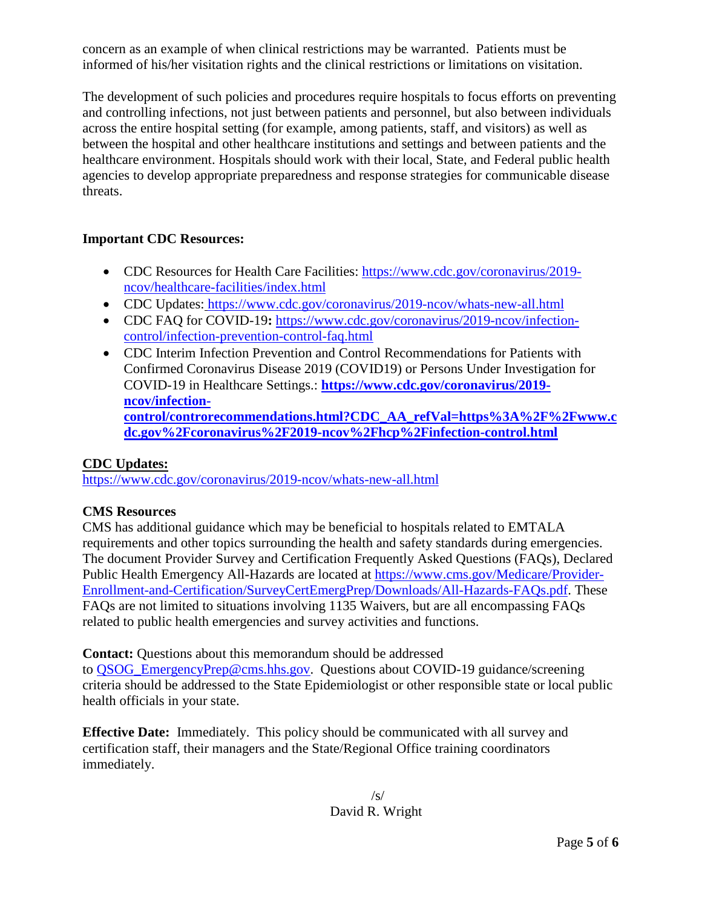concern as an example of when clinical restrictions may be warranted. Patients must be informed of his/her visitation rights and the clinical restrictions or limitations on visitation.

The development of such policies and procedures require hospitals to focus efforts on preventing and controlling infections, not just between patients and personnel, but also between individuals across the entire hospital setting (for example, among patients, staff, and visitors) as well as between the hospital and other healthcare institutions and settings and between patients and the healthcare environment. Hospitals should work with their local, State, and Federal public health agencies to develop appropriate preparedness and response strategies for communicable disease threats.

**Important CDC Resources:**

- CDC Resources for Health Care Facilities: https://www.cdc.gov/coronavirus/2019-ncov/healthcare-facilities/index.html
- CDC Updates: https://www.cdc.gov/coronavirus/2019-ncov/whats-new-all.html
- CDC FAQ for COVID-19**:** https://www.cdc.gov/coronavirus/2019-ncov/infection-control/infection-prevention-control-faq.html
- CDC Interim Infection Prevention and Control Recommendations for Patients with Confirmed Coronavirus Disease 2019 (COVID19) or Persons Under Investigation for COVID-19 in Healthcare Settings.: **https://www.cdc.gov/coronavirus/2019-ncov/infection-control/controrecommendations.html?CDC_AA_refVal=https%3A%2F%2Fwww.cdc.gov%2Fcoronavirus%2F2019-ncov%2Fhcp%2Finfection-control.html**

**CDC Updates:**
https://www.cdc.gov/coronavirus/2019-ncov/whats-new-all.html

**CMS Resources**
CMS has additional guidance which may be beneficial to hospitals related to EMTALA requirements and other topics surrounding the health and safety standards during emergencies. The document Provider Survey and Certification Frequently Asked Questions (FAQs), Declared Public Health Emergency All-Hazards are located at https://www.cms.gov/Medicare/Provider-Enrollment-and-Certification/SurveyCertEmergPrep/Downloads/All-Hazards-FAQs.pdf. These FAQs are not limited to situations involving 1135 Waivers, but are all encompassing FAQs related to public health emergencies and survey activities and functions.

**Contact:** Questions about this memorandum should be addressed to QSOG_EmergencyPrep@cms.hhs.gov. Questions about COVID-19 guidance/screening criteria should be addressed to the State Epidemiologist or other responsible state or local public health officials in your state.

**Effective Date:** Immediately. This policy should be communicated with all survey and certification staff, their managers and the State/Regional Office training coordinators immediately.

/s/
David R. Wright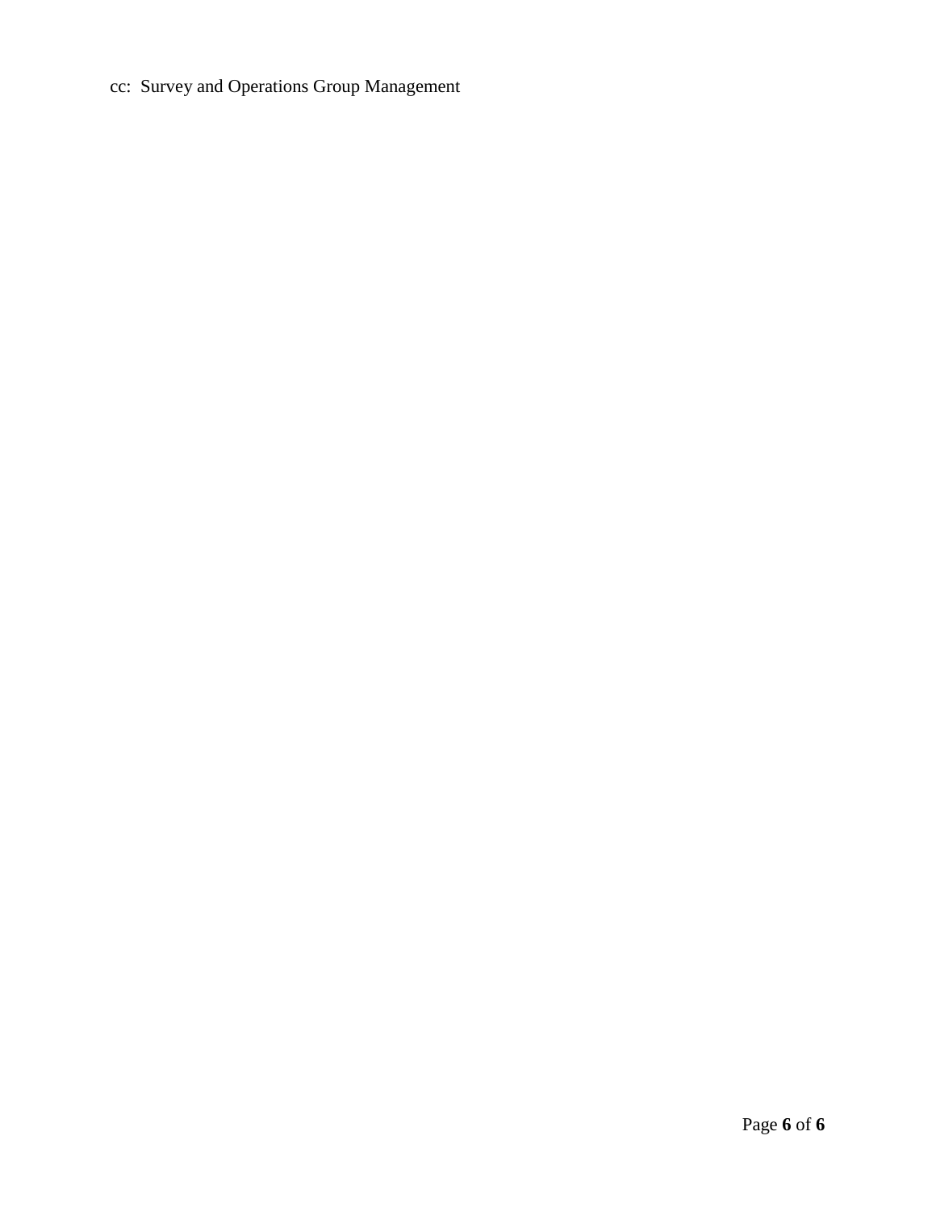cc: Survey and Operations Group Management